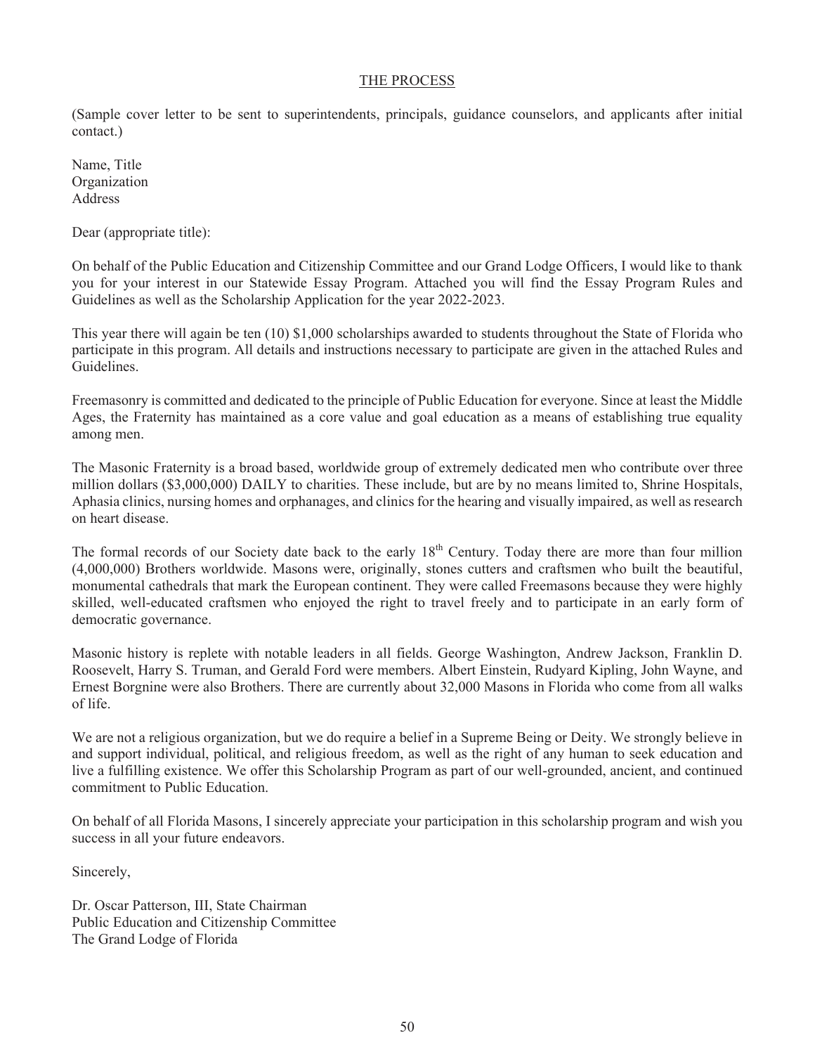## THE PROCESS

(Sample cover letter to be sent to superintendents, principals, guidance counselors, and applicants after initial contact.)

Name, Title  
Organization  
Address

Dear (appropriate title):

On behalf of the Public Education and Citizenship Committee and our Grand Lodge Officers, I would like to thank you for your interest in our Statewide Essay Program. Attached you will find the Essay Program Rules and Guidelines as well as the Scholarship Application for the year 2022-2023.

This year there will again be ten (10) $1,000 scholarships awarded to students throughout the State of Florida who participate in this program. All details and instructions necessary to participate are given in the attached Rules and Guidelines.

Freemasonry is committed and dedicated to the principle of Public Education for everyone. Since at least the Middle Ages, the Fraternity has maintained as a core value and goal education as a means of establishing true equality among men.

The Masonic Fraternity is a broad based, worldwide group of extremely dedicated men who contribute over three million dollars ($3,000,000) DAILY to charities. These include, but are by no means limited to, Shrine Hospitals, Aphasia clinics, nursing homes and orphanages, and clinics for the hearing and visually impaired, as well as research on heart disease.

The formal records of our Society date back to the early 18th Century. Today there are more than four million (4,000,000) Brothers worldwide. Masons were, originally, stones cutters and craftsmen who built the beautiful, monumental cathedrals that mark the European continent. They were called Freemasons because they were highly skilled, well-educated craftsmen who enjoyed the right to travel freely and to participate in an early form of democratic governance.

Masonic history is replete with notable leaders in all fields. George Washington, Andrew Jackson, Franklin D. Roosevelt, Harry S. Truman, and Gerald Ford were members. Albert Einstein, Rudyard Kipling, John Wayne, and Ernest Borgnine were also Brothers. There are currently about 32,000 Masons in Florida who come from all walks of life.

We are not a religious organization, but we do require a belief in a Supreme Being or Deity. We strongly believe in and support individual, political, and religious freedom, as well as the right of any human to seek education and live a fulfilling existence. We offer this Scholarship Program as part of our well-grounded, ancient, and continued commitment to Public Education.

On behalf of all Florida Masons, I sincerely appreciate your participation in this scholarship program and wish you success in all your future endeavors.

Sincerely,

Dr. Oscar Patterson, III, State Chairman  
Public Education and Citizenship Committee  
The Grand Lodge of Florida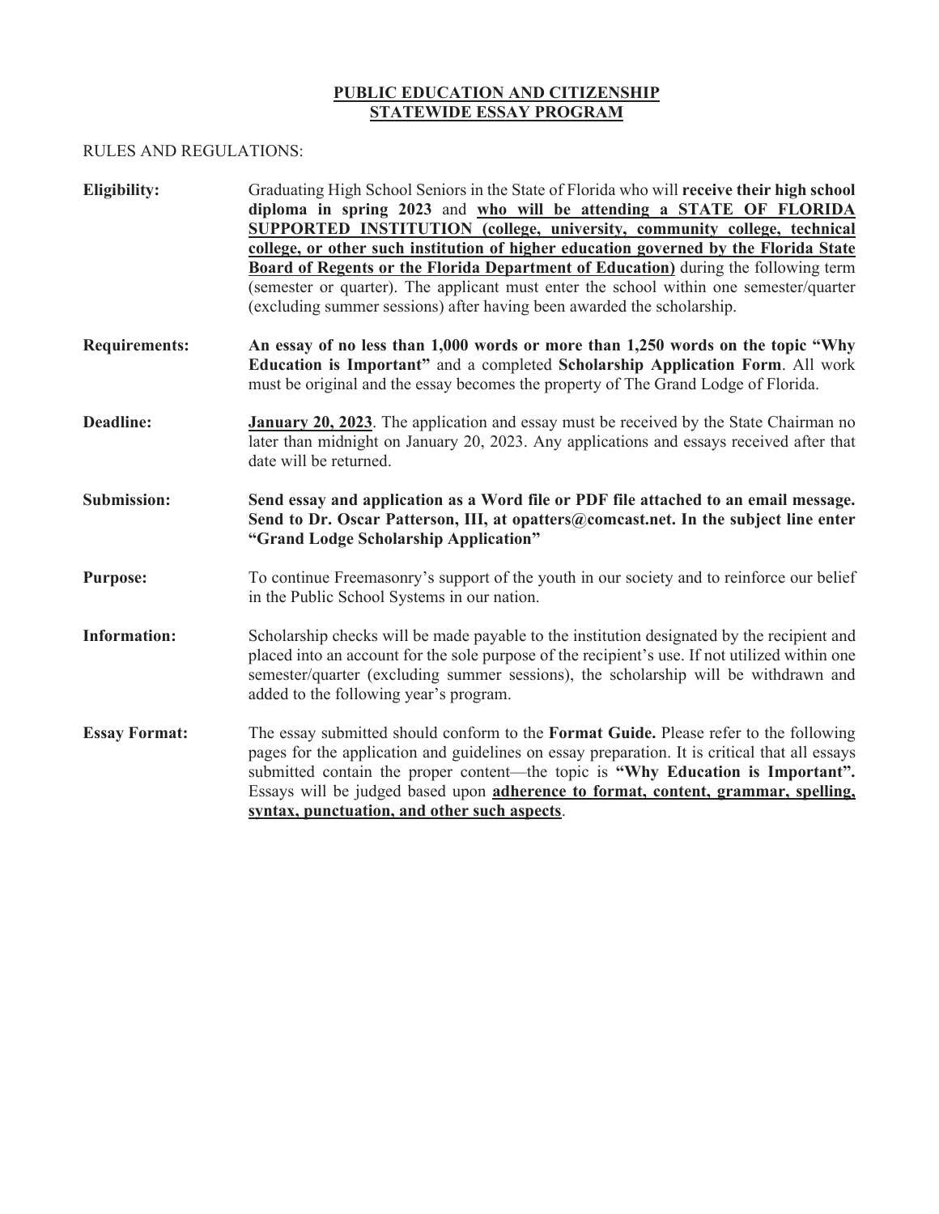# PUBLIC EDUCATION AND CITIZENSHIP STATEWIDE ESSAY PROGRAM

RULES AND REGULATIONS:

**Eligibility:** Graduating High School Seniors in the State of Florida who will **receive their high school diploma in spring 2023** and **who will be attending a STATE OF FLORIDA SUPPORTED INSTITUTION (college, university, community college, technical college, or other such institution of higher education governed by the Florida State Board of Regents or the Florida Department of Education)** during the following term (semester or quarter). The applicant must enter the school within one semester/quarter (excluding summer sessions) after having been awarded the scholarship.

**Requirements:** **An essay of no less than 1,000 words or more than 1,250 words on the topic "Why Education is Important"** and a completed **Scholarship Application Form**. All work must be original and the essay becomes the property of The Grand Lodge of Florida.

**Deadline:** **January 20, 2023**. The application and essay must be received by the State Chairman no later than midnight on January 20, 2023. Any applications and essays received after that date will be returned.

**Submission:** **Send essay and application as a Word file or PDF file attached to an email message. Send to Dr. Oscar Patterson, III, at opatters@comcast.net. In the subject line enter "Grand Lodge Scholarship Application"**

**Purpose:** To continue Freemasonry's support of the youth in our society and to reinforce our belief in the Public School Systems in our nation.

**Information:** Scholarship checks will be made payable to the institution designated by the recipient and placed into an account for the sole purpose of the recipient's use. If not utilized within one semester/quarter (excluding summer sessions), the scholarship will be withdrawn and added to the following year's program.

**Essay Format:** The essay submitted should conform to the **Format Guide.** Please refer to the following pages for the application and guidelines on essay preparation. It is critical that all essays submitted contain the proper content—the topic is **"Why Education is Important".** Essays will be judged based upon **adherence to format, content, grammar, spelling, syntax, punctuation, and other such aspects**.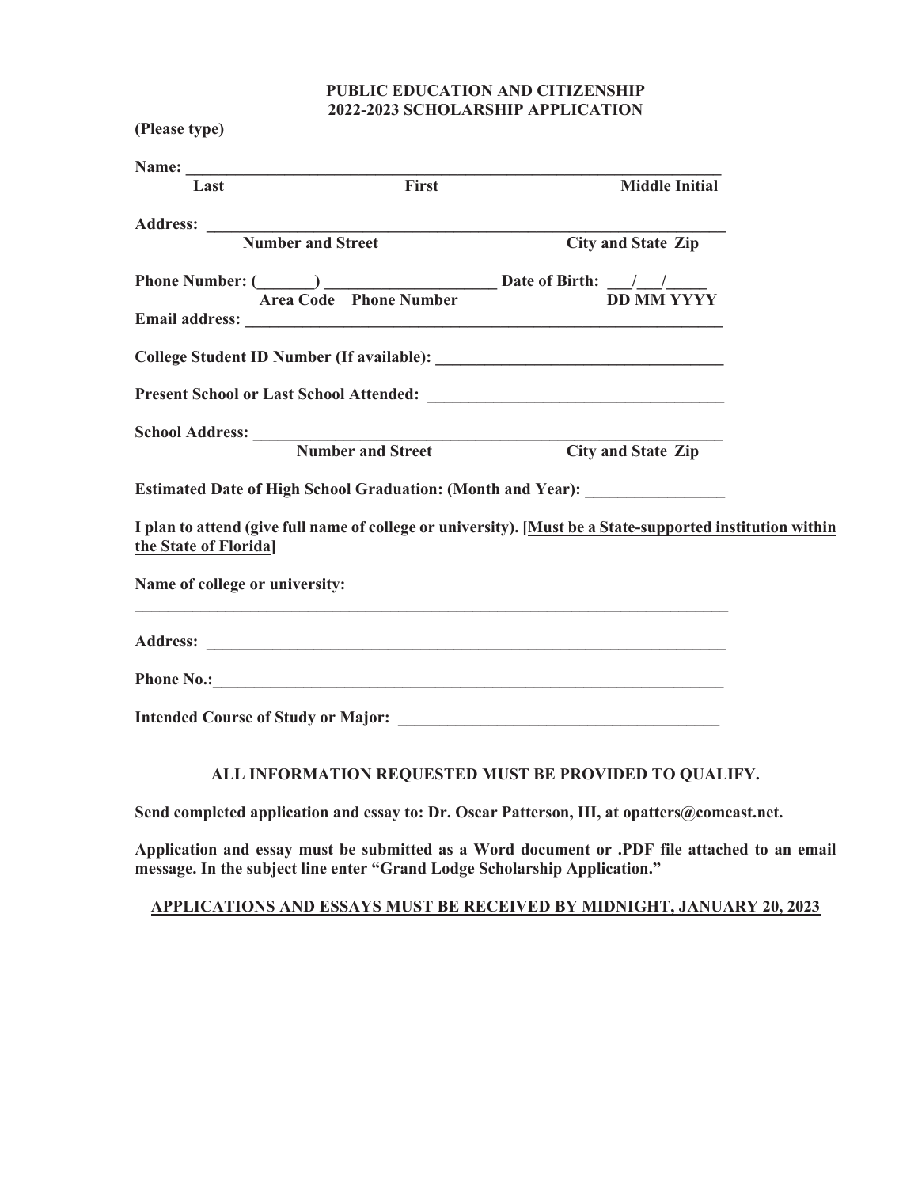**PUBLIC EDUCATION AND CITIZENSHIP**
**2022-2023 SCHOLARSHIP APPLICATION**

**(Please type)**

**Name:** ____________________________________________________________________
**Last** **First** **Middle Initial**

**Address:** ____________________________________________________________________
**Number and Street** **City and State Zip**

**Phone Number: (_______) _____________________ Date of Birth: ___/___/_____**
**Area Code Phone Number** **DD MM YYYY**

**Email address:** ____________________________________________________________________

**College Student ID Number (If available):** ___________________________________

**Present School or Last School Attended:** ___________________________________

**School Address:** ____________________________________________________________________
**Number and Street** **City and State Zip**

**Estimated Date of High School Graduation: (Month and Year):** _________________

**I plan to attend (give full name of college or university). [Must be a State-supported institution within the State of Florida]**

**Name of college or university:**

____________________________________________________________________

**Address:** ____________________________________________________________________

**Phone No.:** ____________________________________________________________________

**Intended Course of Study or Major:** _________________________________________

**ALL INFORMATION REQUESTED MUST BE PROVIDED TO QUALIFY.**

**Send completed application and essay to: Dr. Oscar Patterson, III, at opatters@comcast.net.**

**Application and essay must be submitted as a Word document or .PDF file attached to an email message. In the subject line enter "Grand Lodge Scholarship Application."**

**APPLICATIONS AND ESSAYS MUST BE RECEIVED BY MIDNIGHT, JANUARY 20, 2023**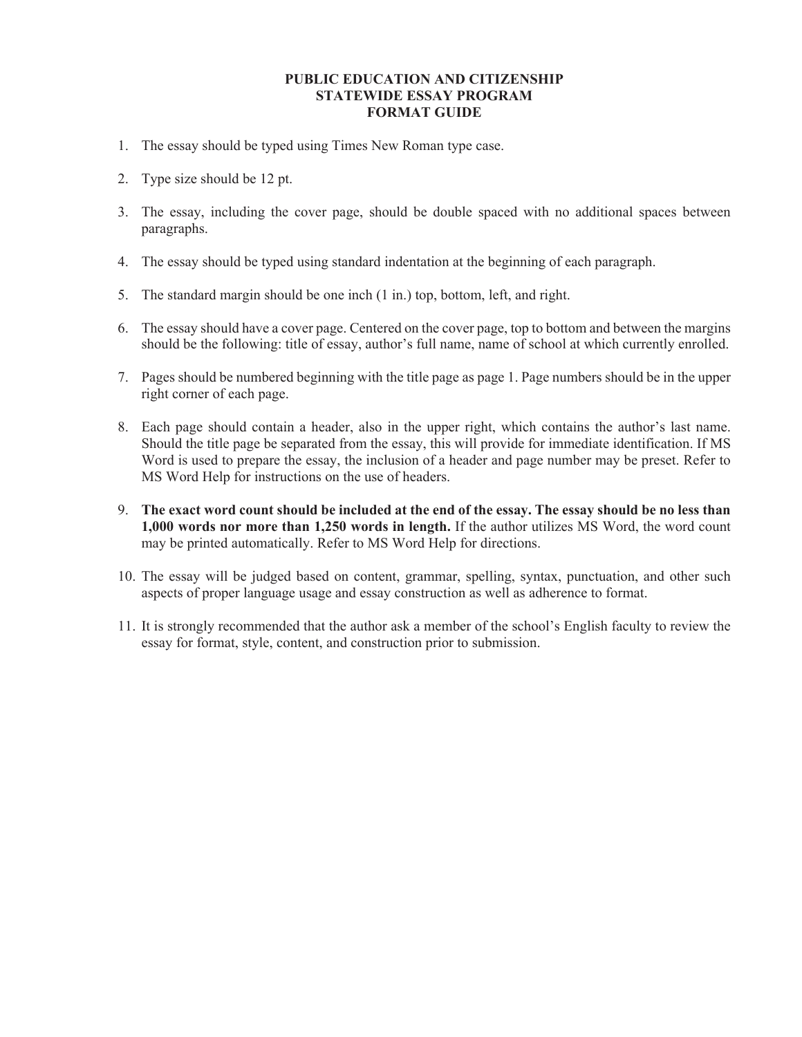# PUBLIC EDUCATION AND CITIZENSHIP STATEWIDE ESSAY PROGRAM FORMAT GUIDE

1. The essay should be typed using Times New Roman type case.
2. Type size should be 12 pt.
3. The essay, including the cover page, should be double spaced with no additional spaces between paragraphs.
4. The essay should be typed using standard indentation at the beginning of each paragraph.
5. The standard margin should be one inch (1 in.) top, bottom, left, and right.
6. The essay should have a cover page. Centered on the cover page, top to bottom and between the margins should be the following: title of essay, author's full name, name of school at which currently enrolled.
7. Pages should be numbered beginning with the title page as page 1. Page numbers should be in the upper right corner of each page.
8. Each page should contain a header, also in the upper right, which contains the author's last name. Should the title page be separated from the essay, this will provide for immediate identification. If MS Word is used to prepare the essay, the inclusion of a header and page number may be preset. Refer to MS Word Help for instructions on the use of headers.
9. **The exact word count should be included at the end of the essay. The essay should be no less than 1,000 words nor more than 1,250 words in length.** If the author utilizes MS Word, the word count may be printed automatically. Refer to MS Word Help for directions.
10. The essay will be judged based on content, grammar, spelling, syntax, punctuation, and other such aspects of proper language usage and essay construction as well as adherence to format.
11. It is strongly recommended that the author ask a member of the school's English faculty to review the essay for format, style, content, and construction prior to submission.